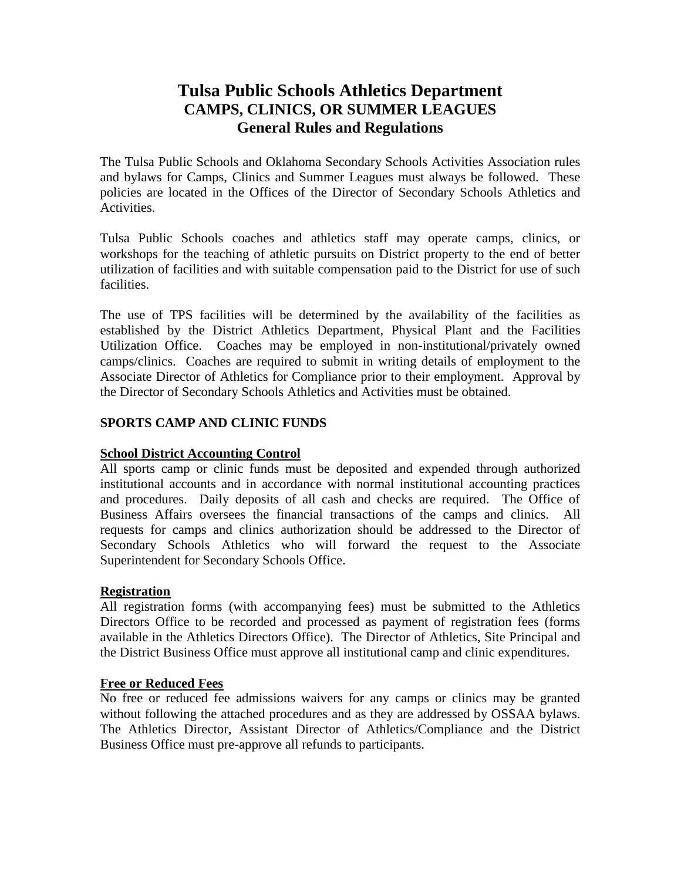# Tulsa Public Schools Athletics Department
## CAMPS, CLINICS, OR SUMMER LEAGUES
## General Rules and Regulations

The Tulsa Public Schools and Oklahoma Secondary Schools Activities Association rules and bylaws for Camps, Clinics and Summer Leagues must always be followed. These policies are located in the Offices of the Director of Secondary Schools Athletics and Activities.

Tulsa Public Schools coaches and athletics staff may operate camps, clinics, or workshops for the teaching of athletic pursuits on District property to the end of better utilization of facilities and with suitable compensation paid to the District for use of such facilities.

The use of TPS facilities will be determined by the availability of the facilities as established by the District Athletics Department, Physical Plant and the Facilities Utilization Office. Coaches may be employed in non-institutional/privately owned camps/clinics. Coaches are required to submit in writing details of employment to the Associate Director of Athletics for Compliance prior to their employment. Approval by the Director of Secondary Schools Athletics and Activities must be obtained.

### SPORTS CAMP AND CLINIC FUNDS

**School District Accounting Control**

All sports camp or clinic funds must be deposited and expended through authorized institutional accounts and in accordance with normal institutional accounting practices and procedures. Daily deposits of all cash and checks are required. The Office of Business Affairs oversees the financial transactions of the camps and clinics. All requests for camps and clinics authorization should be addressed to the Director of Secondary Schools Athletics who will forward the request to the Associate Superintendent for Secondary Schools Office.

**Registration**

All registration forms (with accompanying fees) must be submitted to the Athletics Directors Office to be recorded and processed as payment of registration fees (forms available in the Athletics Directors Office). The Director of Athletics, Site Principal and the District Business Office must approve all institutional camp and clinic expenditures.

**Free or Reduced Fees**

No free or reduced fee admissions waivers for any camps or clinics may be granted without following the attached procedures and as they are addressed by OSSAA bylaws. The Athletics Director, Assistant Director of Athletics/Compliance and the District Business Office must pre-approve all refunds to participants.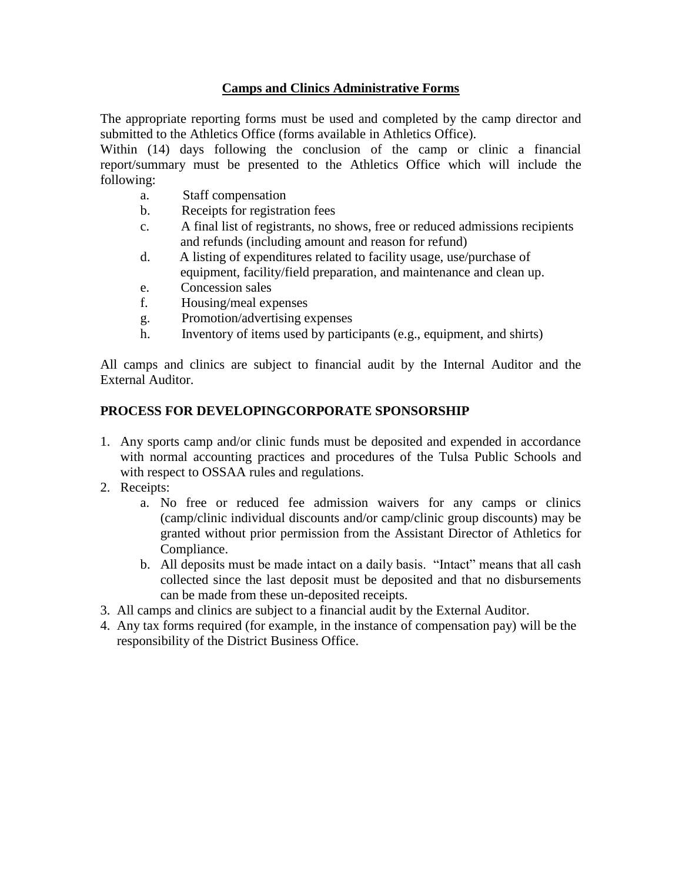## Camps and Clinics Administrative Forms

The appropriate reporting forms must be used and completed by the camp director and submitted to the Athletics Office (forms available in Athletics Office).

Within (14) days following the conclusion of the camp or clinic a financial report/summary must be presented to the Athletics Office which will include the following:

- a. Staff compensation
- b. Receipts for registration fees
- c. A final list of registrants, no shows, free or reduced admissions recipients and refunds (including amount and reason for refund)
- d. A listing of expenditures related to facility usage, use/purchase of equipment, facility/field preparation, and maintenance and clean up.
- e. Concession sales
- f. Housing/meal expenses
- g. Promotion/advertising expenses
- h. Inventory of items used by participants (e.g., equipment, and shirts)

All camps and clinics are subject to financial audit by the Internal Auditor and the External Auditor.

## PROCESS FOR DEVELOPINGCORPORATE SPONSORSHIP

1. Any sports camp and/or clinic funds must be deposited and expended in accordance with normal accounting practices and procedures of the Tulsa Public Schools and with respect to OSSAA rules and regulations.
2. Receipts:
    a. No free or reduced fee admission waivers for any camps or clinics (camp/clinic individual discounts and/or camp/clinic group discounts) may be granted without prior permission from the Assistant Director of Athletics for Compliance.
    b. All deposits must be made intact on a daily basis. "Intact" means that all cash collected since the last deposit must be deposited and that no disbursements can be made from these un-deposited receipts.
3. All camps and clinics are subject to a financial audit by the External Auditor.
4. Any tax forms required (for example, in the instance of compensation pay) will be the responsibility of the District Business Office.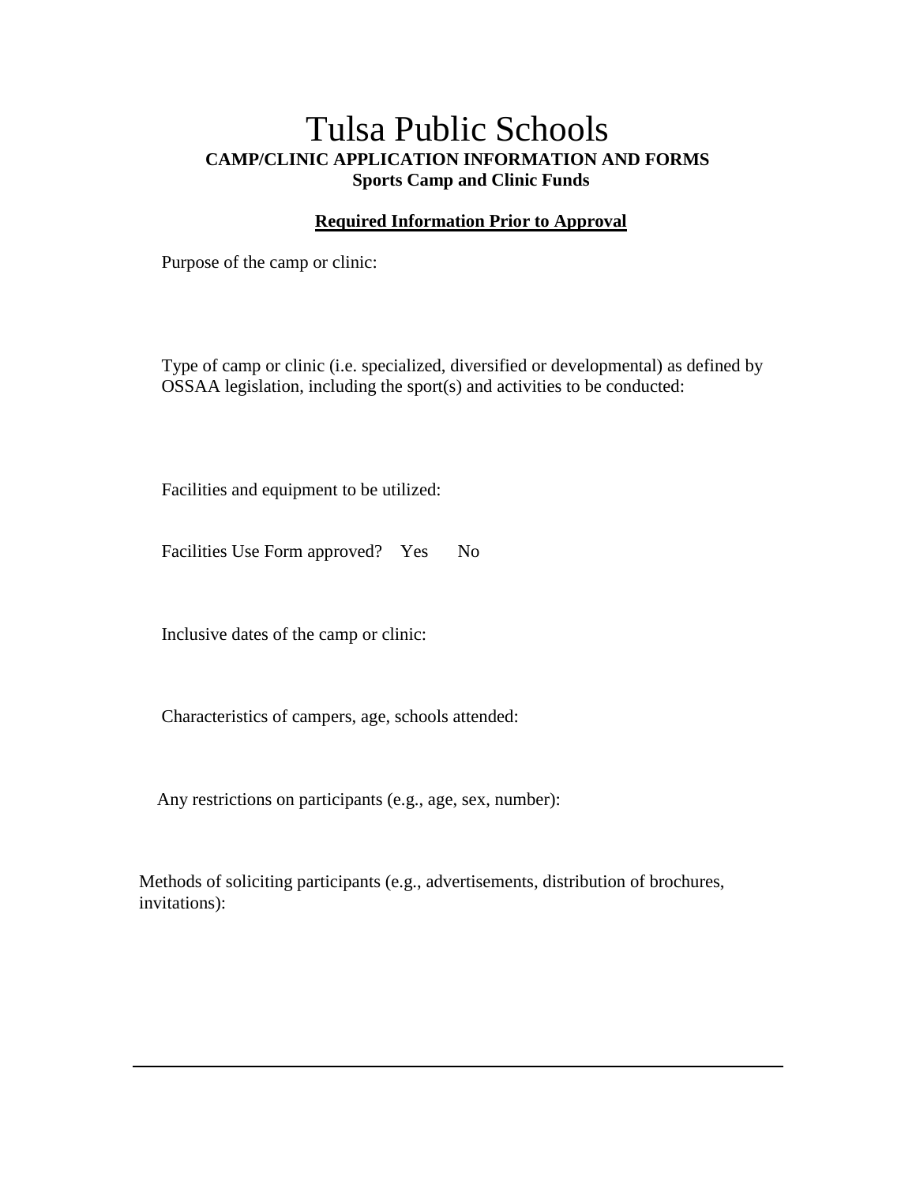# Tulsa Public Schools

**CAMP/CLINIC APPLICATION INFORMATION AND FORMS**
**Sports Camp and Clinic Funds**

**Required Information Prior to Approval**

Purpose of the camp or clinic:

Type of camp or clinic (i.e. specialized, diversified or developmental) as defined by OSSAA legislation, including the sport(s) and activities to be conducted:

Facilities and equipment to be utilized:

Facilities Use Form approved? Yes No

Inclusive dates of the camp or clinic:

Characteristics of campers, age, schools attended:

Any restrictions on participants (e.g., age, sex, number):

Methods of soliciting participants (e.g., advertisements, distribution of brochures, invitations):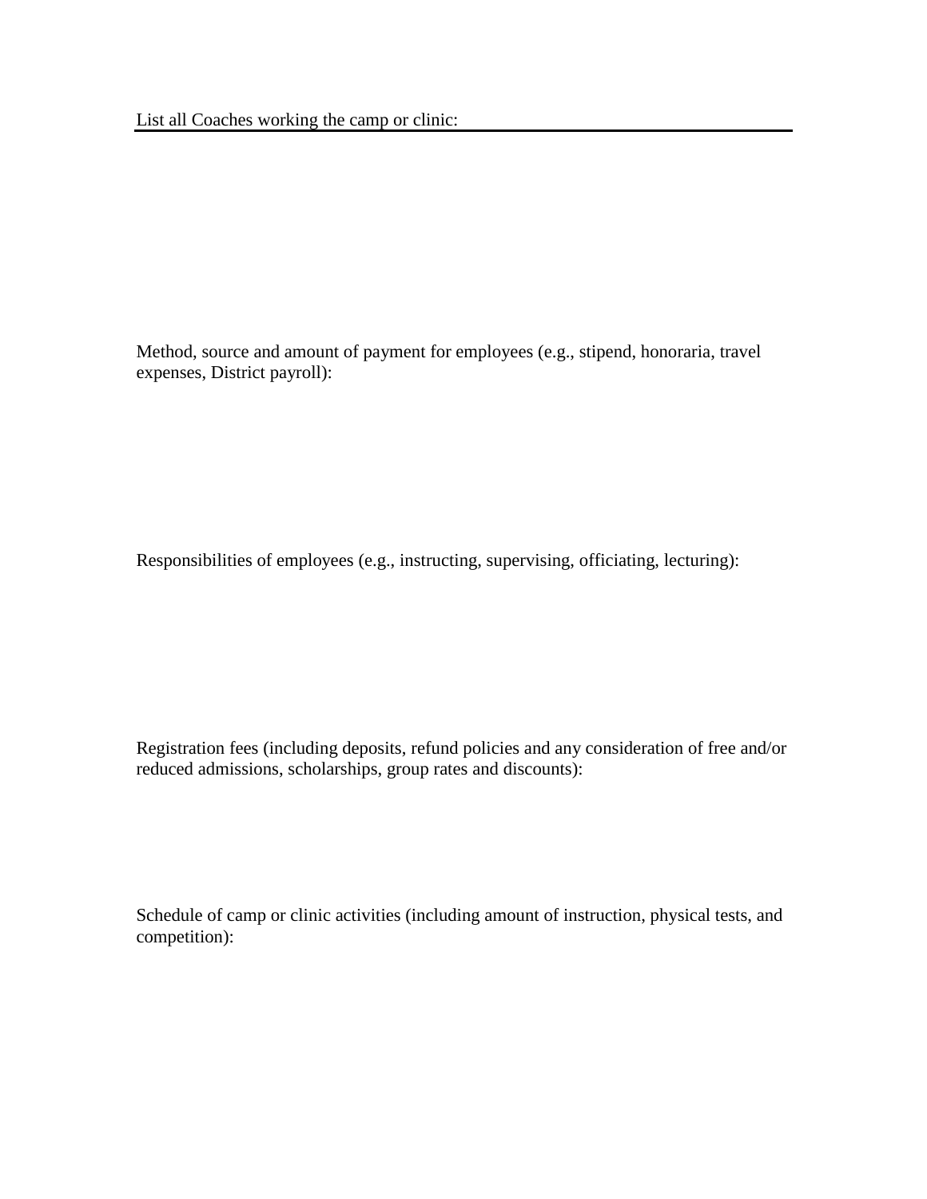List all Coaches working the camp or clinic:

Method, source and amount of payment for employees (e.g., stipend, honoraria, travel expenses, District payroll):

Responsibilities of employees (e.g., instructing, supervising, officiating, lecturing):

Registration fees (including deposits, refund policies and any consideration of free and/or reduced admissions, scholarships, group rates and discounts):

Schedule of camp or clinic activities (including amount of instruction, physical tests, and competition):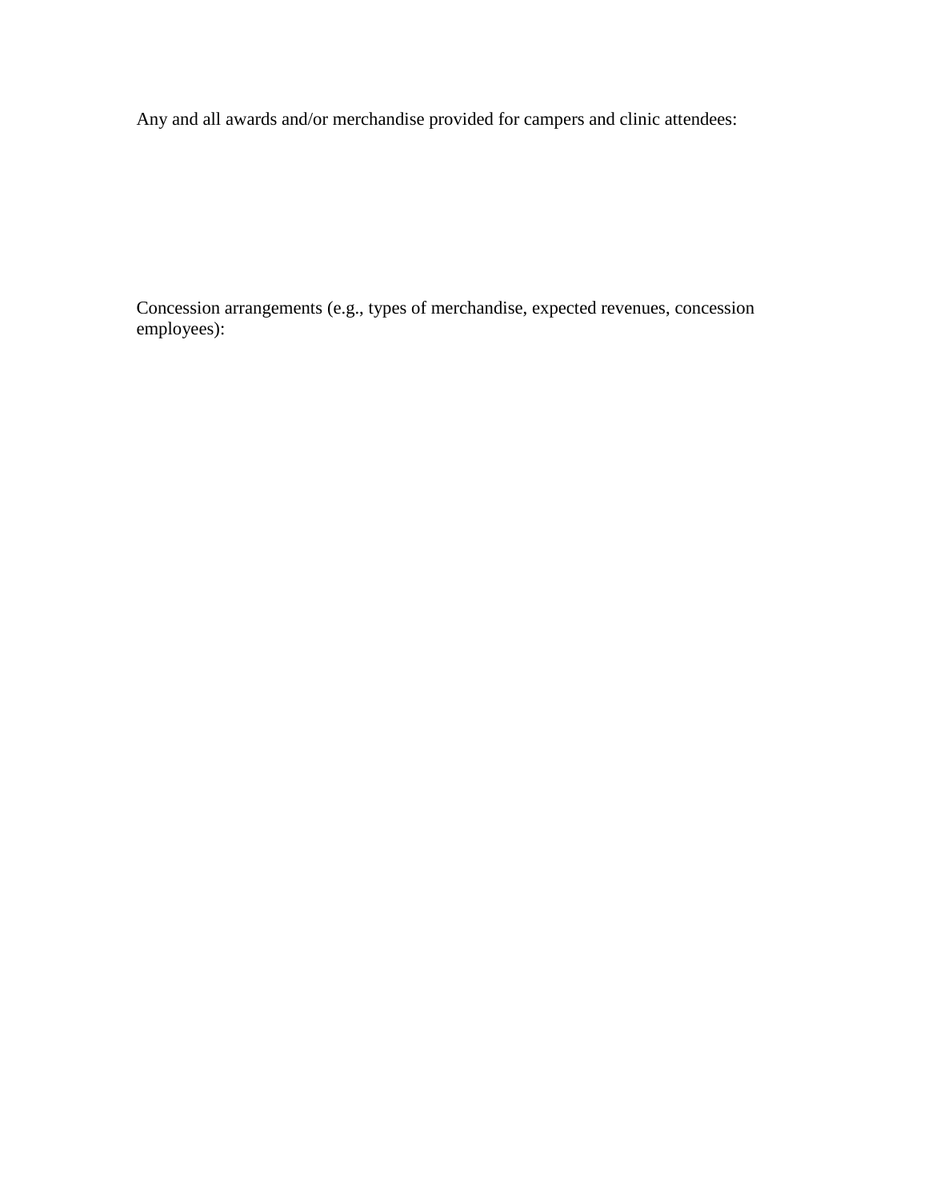Any and all awards and/or merchandise provided for campers and clinic attendees:

Concession arrangements (e.g., types of merchandise, expected revenues, concession employees):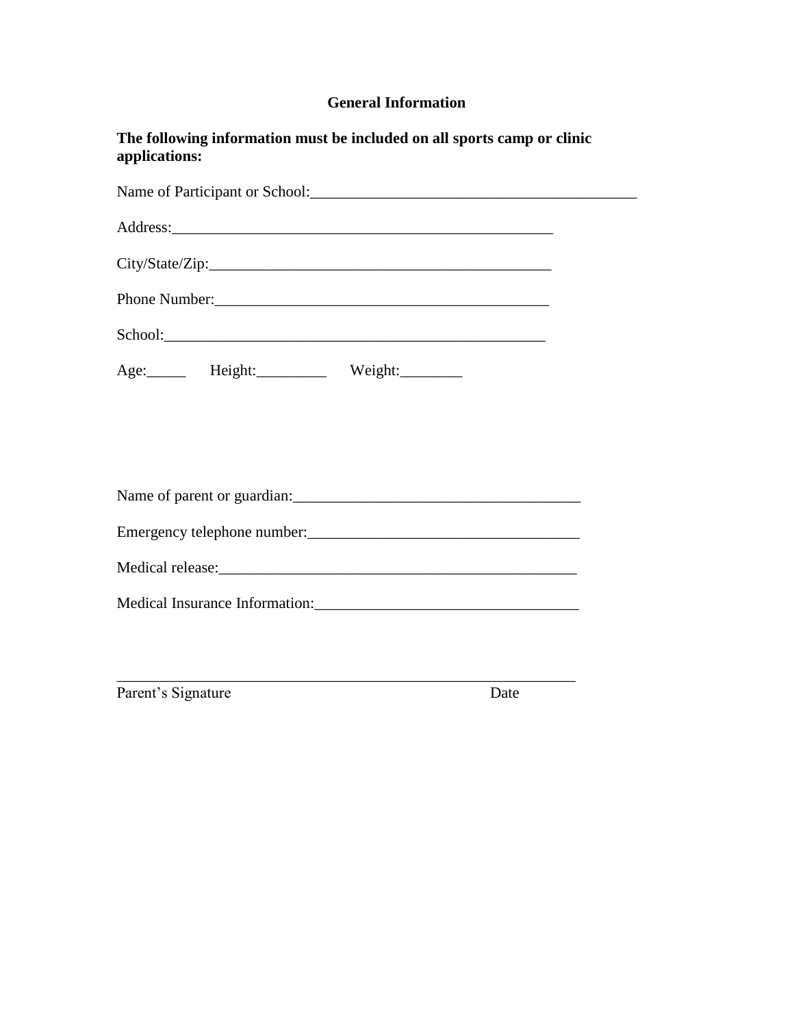## General Information

**The following information must be included on all sports camp or clinic applications:**

Name of Participant or School:___________________________________________

Address:__________________________________________________

City/State/Zip:_____________________________________________

Phone Number:____________________________________________

School:___________________________________________________

Age:_____ Height:_________ Weight:________

Name of parent or guardian:_____________________________________

Emergency telephone number:___________________________________

Medical release:_______________________________________________

Medical Insurance Information:__________________________________

_____________________________________________________________

Parent's Signature Date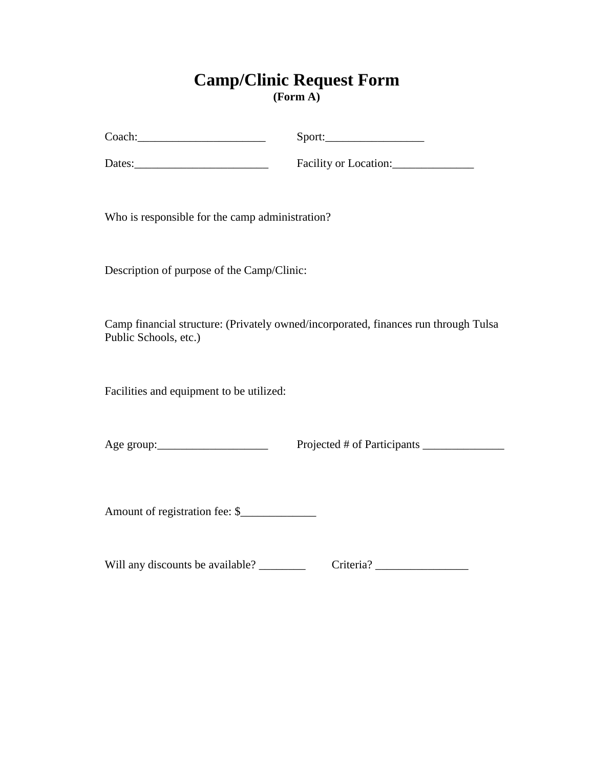# Camp/Clinic Request Form

**(Form A)**

Coach:______________________ Sport:_________________

Dates:_______________________ Facility or Location:______________

Who is responsible for the camp administration?

Description of purpose of the Camp/Clinic:

Camp financial structure: (Privately owned/incorporated, finances run through Tulsa Public Schools, etc.)

Facilities and equipment to be utilized:

Age group:___________________ Projected # of Participants ______________

Amount of registration fee: $_____________

Will any discounts be available? ________ Criteria? ________________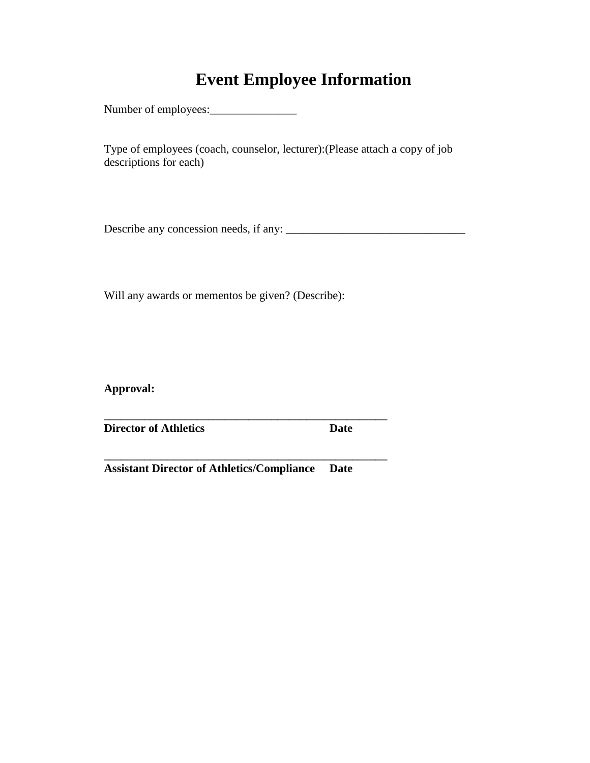# Event Employee Information

Number of employees:_______________

Type of employees (coach, counselor, lecturer):(Please attach a copy of job descriptions for each)

Describe any concession needs, if any: _______________________________

Will any awards or mementos be given? (Describe):

**Approval:**

**_________________________________________________**
**Director of Athletics                                        Date**

**_________________________________________________**
**Assistant Director of Athletics/Compliance     Date**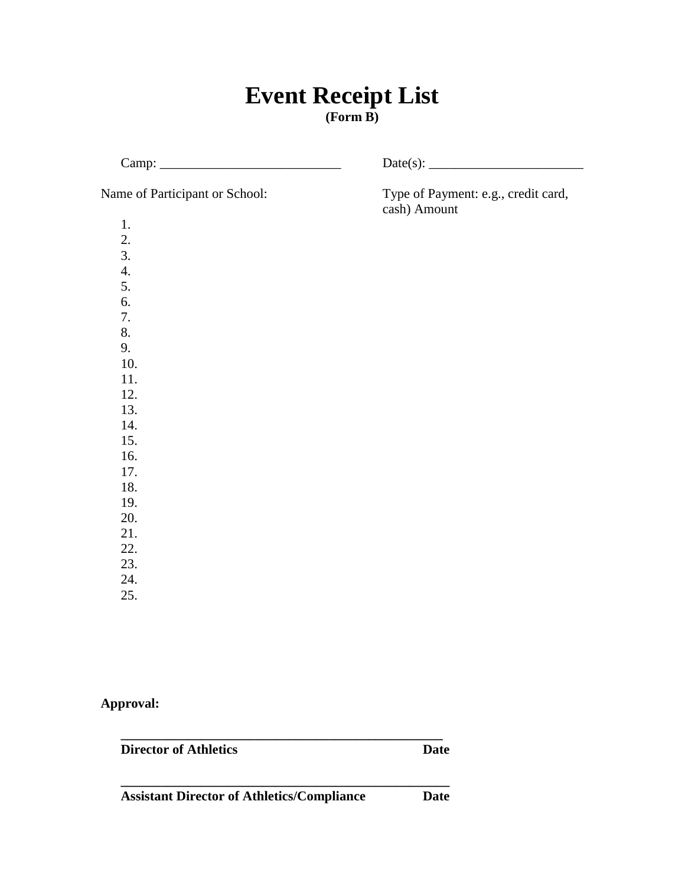# Event Receipt List

**(Form B)**

Camp: ___________________________ Date(s): _______________________

Name of Participant or School: Type of Payment: e.g., credit card, cash) Amount

1.
2.
3.
4.
5.
6.
7.
8.
9.
10.
11.
12.
13.
14.
15.
16.
17.
18.
19.
20.
21.
22.
23.
24.
25.

**Approval:**

**_________________________________________________**
**Director of Athletics Date**

**_________________________________________________**
**Assistant Director of Athletics/Compliance Date**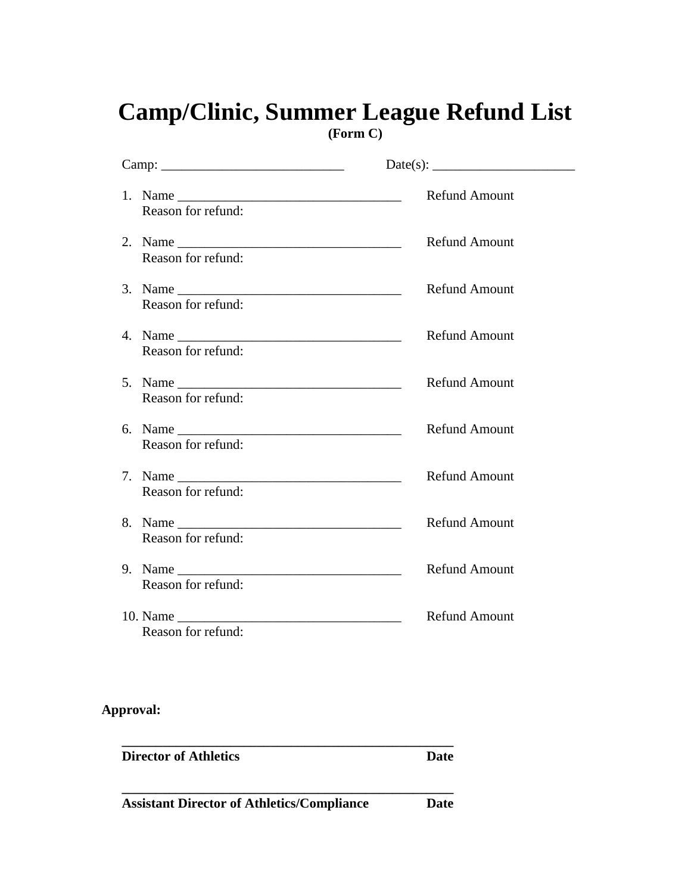# Camp/Clinic, Summer League Refund List

**(Form C)**

Camp: ___________________________ Date(s): _____________________

1. Name _________________________________ Refund Amount
   Reason for refund:

2. Name _________________________________ Refund Amount
   Reason for refund:

3. Name _________________________________ Refund Amount
   Reason for refund:

4. Name _________________________________ Refund Amount
   Reason for refund:

5. Name _________________________________ Refund Amount
   Reason for refund:

6. Name _________________________________ Refund Amount
   Reason for refund:

7. Name _________________________________ Refund Amount
   Reason for refund:

8. Name _________________________________ Refund Amount
   Reason for refund:

9. Name _________________________________ Refund Amount
   Reason for refund:

10. Name _________________________________ Refund Amount
    Reason for refund:

**Approval:**

_________________________________________________

**Director of Athletics** **Date**

_________________________________________________

**Assistant Director of Athletics/Compliance** **Date**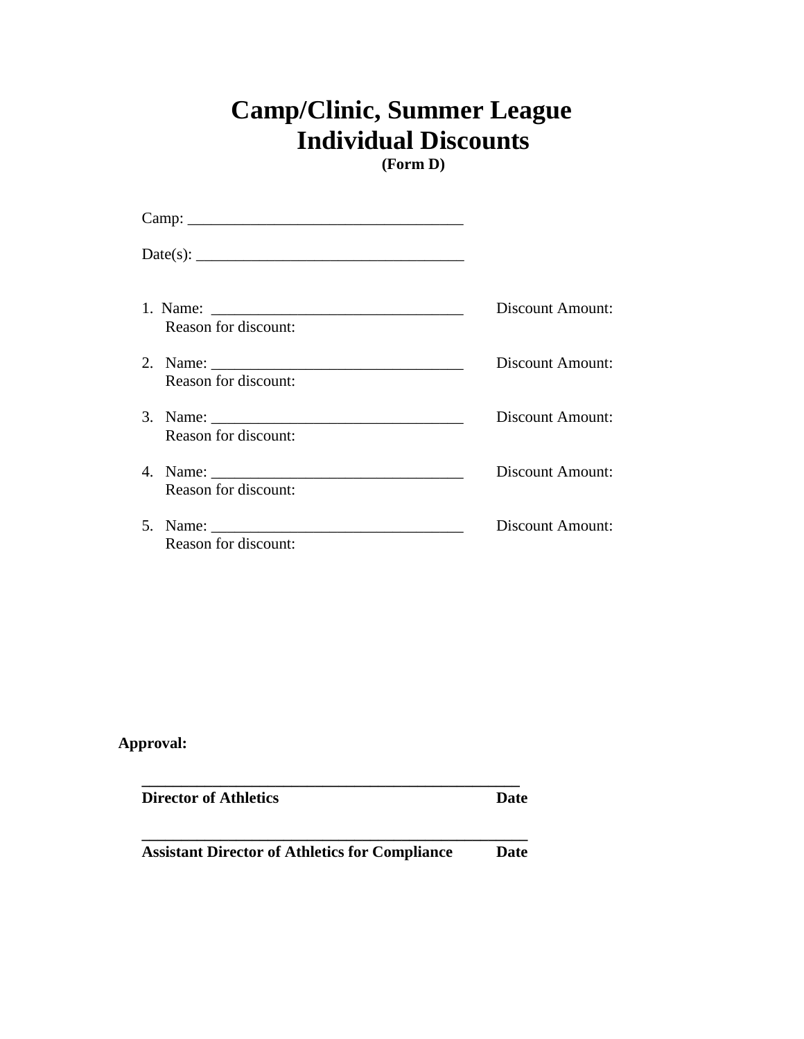# Camp/Clinic, Summer League Individual Discounts

**(Form D)**

Camp: ____________________________________

Date(s): __________________________________

1. Name: _________________________________ Discount Amount:
   Reason for discount:

2. Name: _________________________________ Discount Amount:
   Reason for discount:

3. Name: _________________________________ Discount Amount:
   Reason for discount:

4. Name: _________________________________ Discount Amount:
   Reason for discount:

5. Name: _________________________________ Discount Amount:
   Reason for discount:

**Approval:**

_______________________________________________

**Director of Athletics** **Date**

_______________________________________________

**Assistant Director of Athletics for Compliance** **Date**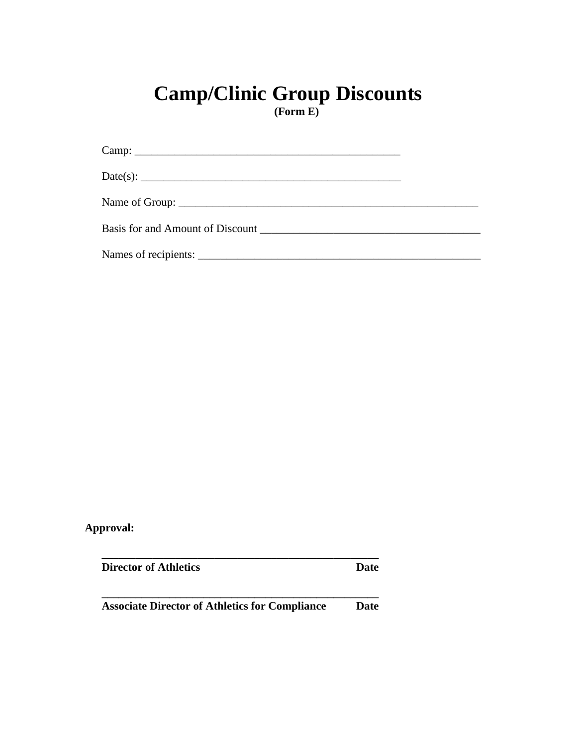# Camp/Clinic Group Discounts

**(Form E)**

Camp: ________________________________________________

Date(s): ______________________________________________

Name of Group: _______________________________________________________

Basis for and Amount of Discount ________________________________________

Names of recipients: ____________________________________________________

**Approval:**

__________________________________________________

**Director of Athletics** **Date**

__________________________________________________

**Associate Director of Athletics for Compliance** **Date**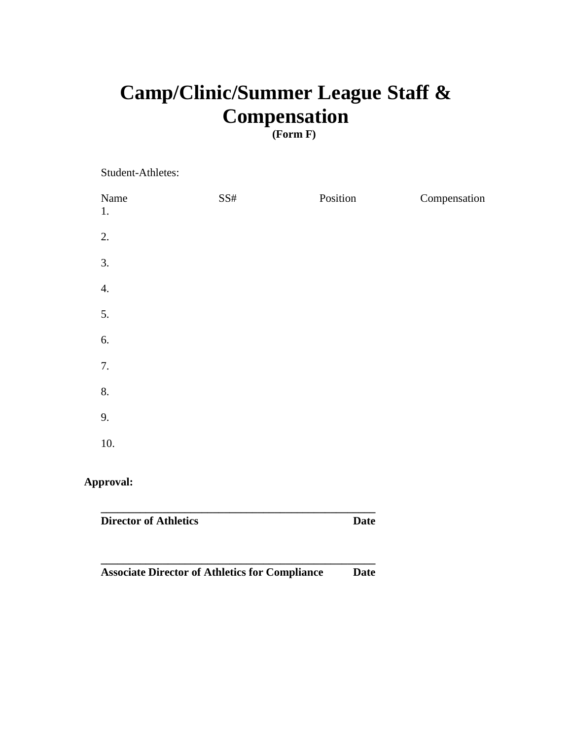# Camp/Clinic/Summer League Staff & Compensation

**(Form F)**

Student-Athletes:

| Name | SS# | Position | Compensation |
|---|---|---|---|
| 1. | | | |
| 2. | | | |
| 3. | | | |
| 4. | | | |
| 5. | | | |
| 6. | | | |
| 7. | | | |
| 8. | | | |
| 9. | | | |
| 10. | | | |

**Approval:**

**\_\_\_\_\_\_\_\_\_\_\_\_\_\_\_\_\_\_\_\_\_\_\_\_\_\_\_\_\_\_\_\_\_\_\_\_\_\_\_\_\_\_\_\_\_\_\_\_**
**Director of Athletics Date**

**\_\_\_\_\_\_\_\_\_\_\_\_\_\_\_\_\_\_\_\_\_\_\_\_\_\_\_\_\_\_\_\_\_\_\_\_\_\_\_\_\_\_\_\_\_\_\_\_**
**Associate Director of Athletics for Compliance Date**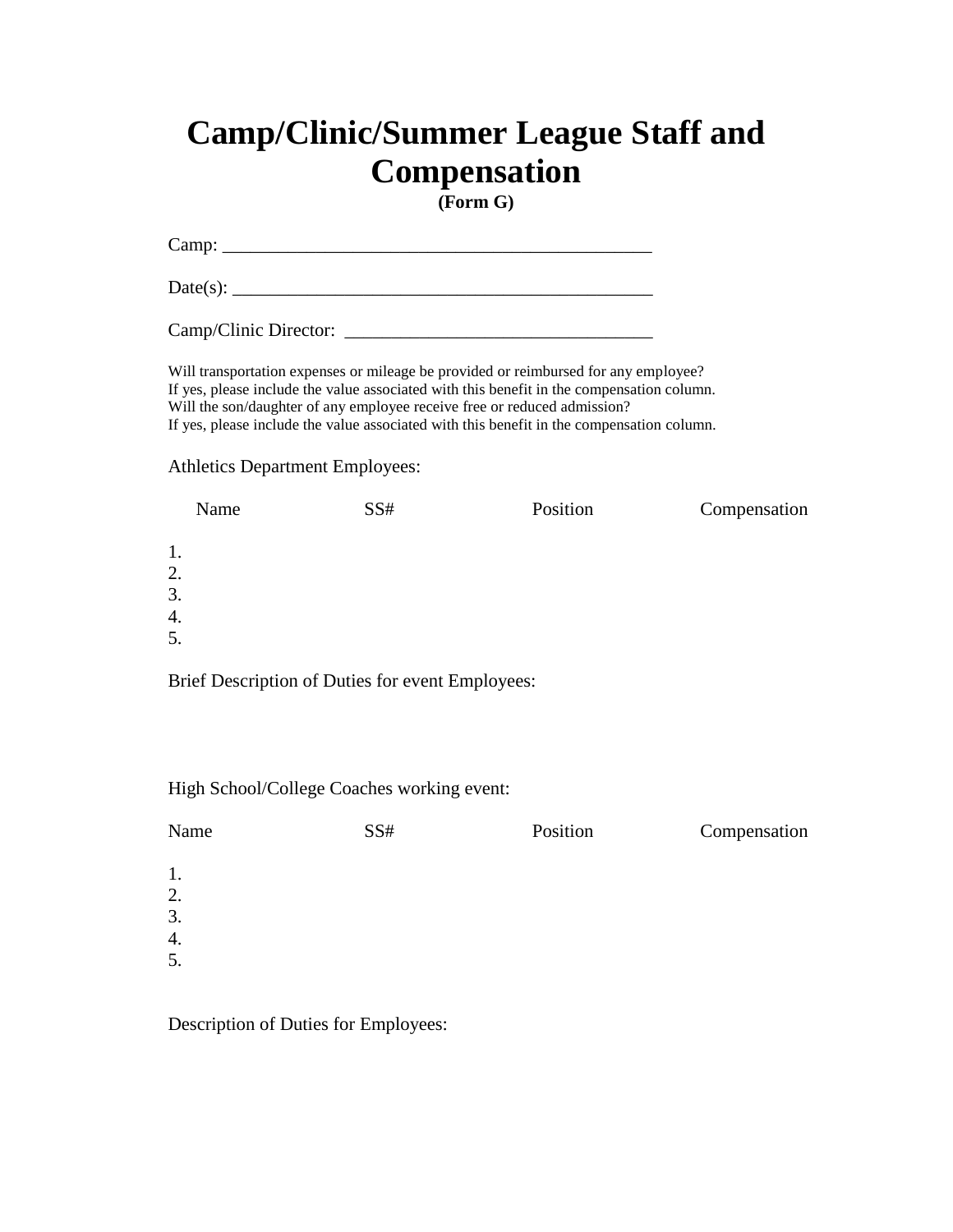# Camp/Clinic/Summer League Staff and Compensation

**(Form G)**

Camp: _______________________________________________

Date(s): _____________________________________________

Camp/Clinic Director: _________________________________

Will transportation expenses or mileage be provided or reimbursed for any employee?
If yes, please include the value associated with this benefit in the compensation column.
Will the son/daughter of any employee receive free or reduced admission?
If yes, please include the value associated with this benefit in the compensation column.

Athletics Department Employees:

| Name | SS# | Position | Compensation |
|---|---|---|---|
| 1. | | | |
| 2. | | | |
| 3. | | | |
| 4. | | | |
| 5. | | | |

Brief Description of Duties for event Employees:

High School/College Coaches working event:

| Name | SS# | Position | Compensation |
|---|---|---|---|
| 1. | | | |
| 2. | | | |
| 3. | | | |
| 4. | | | |
| 5. | | | |

Description of Duties for Employees: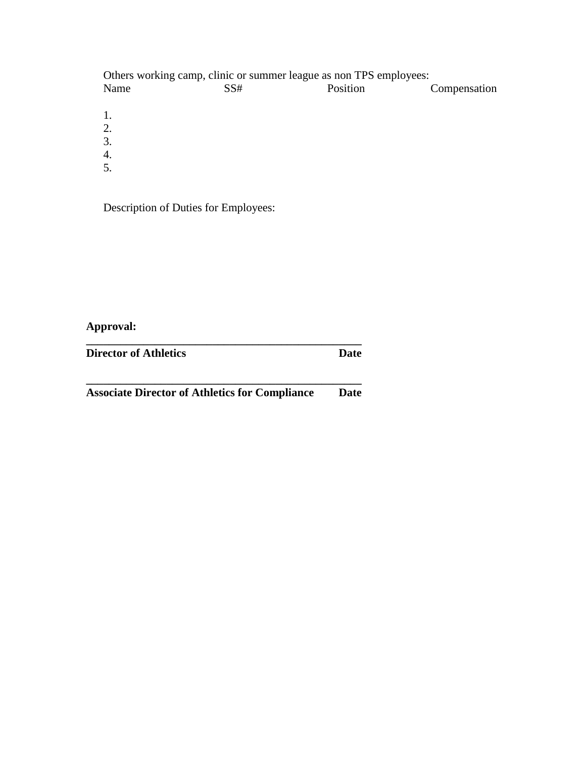Others working camp, clinic or summer league as non TPS employees:

| Name | SS# | Position | Compensation |
| --- | --- | --- | --- |
| 1. | | | |
| 2. | | | |
| 3. | | | |
| 4. | | | |
| 5. | | | |

Description of Duties for Employees:

**Approval:**

**\_\_\_\_\_\_\_\_\_\_\_\_\_\_\_\_\_\_\_\_\_\_\_\_\_\_\_\_\_\_\_\_\_\_\_\_\_\_\_\_\_\_\_\_\_\_\_\_**
**Director of Athletics Date**

**\_\_\_\_\_\_\_\_\_\_\_\_\_\_\_\_\_\_\_\_\_\_\_\_\_\_\_\_\_\_\_\_\_\_\_\_\_\_\_\_\_\_\_\_\_\_\_\_**
**Associate Director of Athletics for Compliance Date**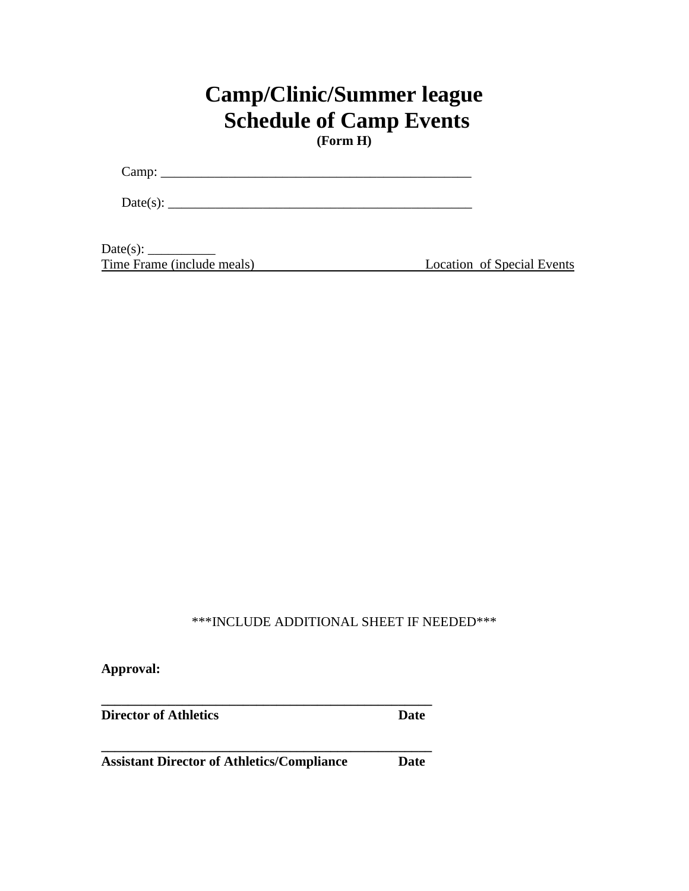# Camp/Clinic/Summer league
# Schedule of Camp Events

**(Form H)**

Camp: _______________________________________________

Date(s): _____________________________________________

Date(s): __________

Time Frame (include meals) Location of Special Events

***INCLUDE ADDITIONAL SHEET IF NEEDED***

**Approval:**

_________________________________________________

**Director of Athletics** **Date**

_________________________________________________

**Assistant Director of Athletics/Compliance** **Date**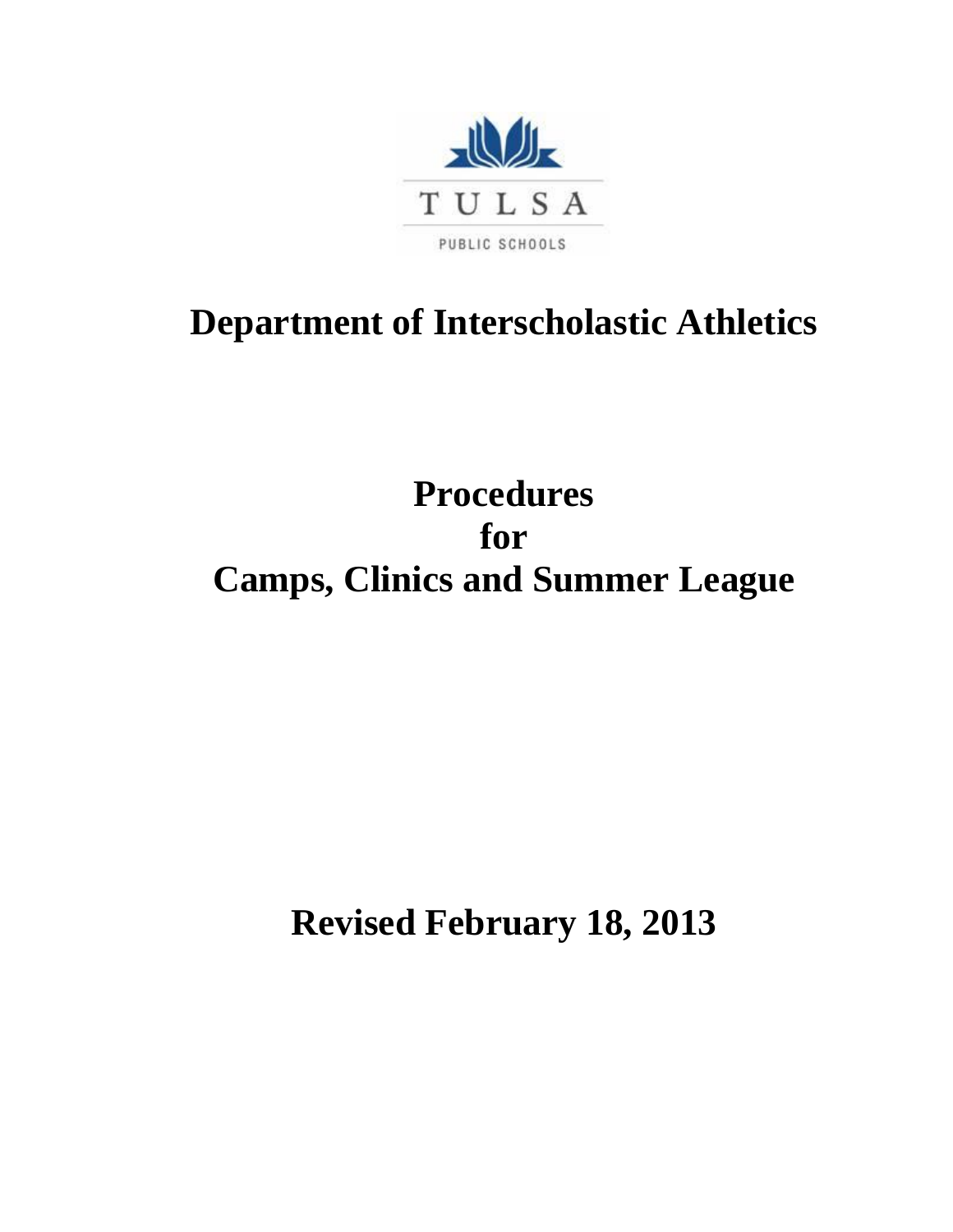TULSA

PUBLIC SCHOOLS

# Department of Interscholastic Athletics

# Procedures for Camps, Clinics and Summer League

## Revised February 18, 2013